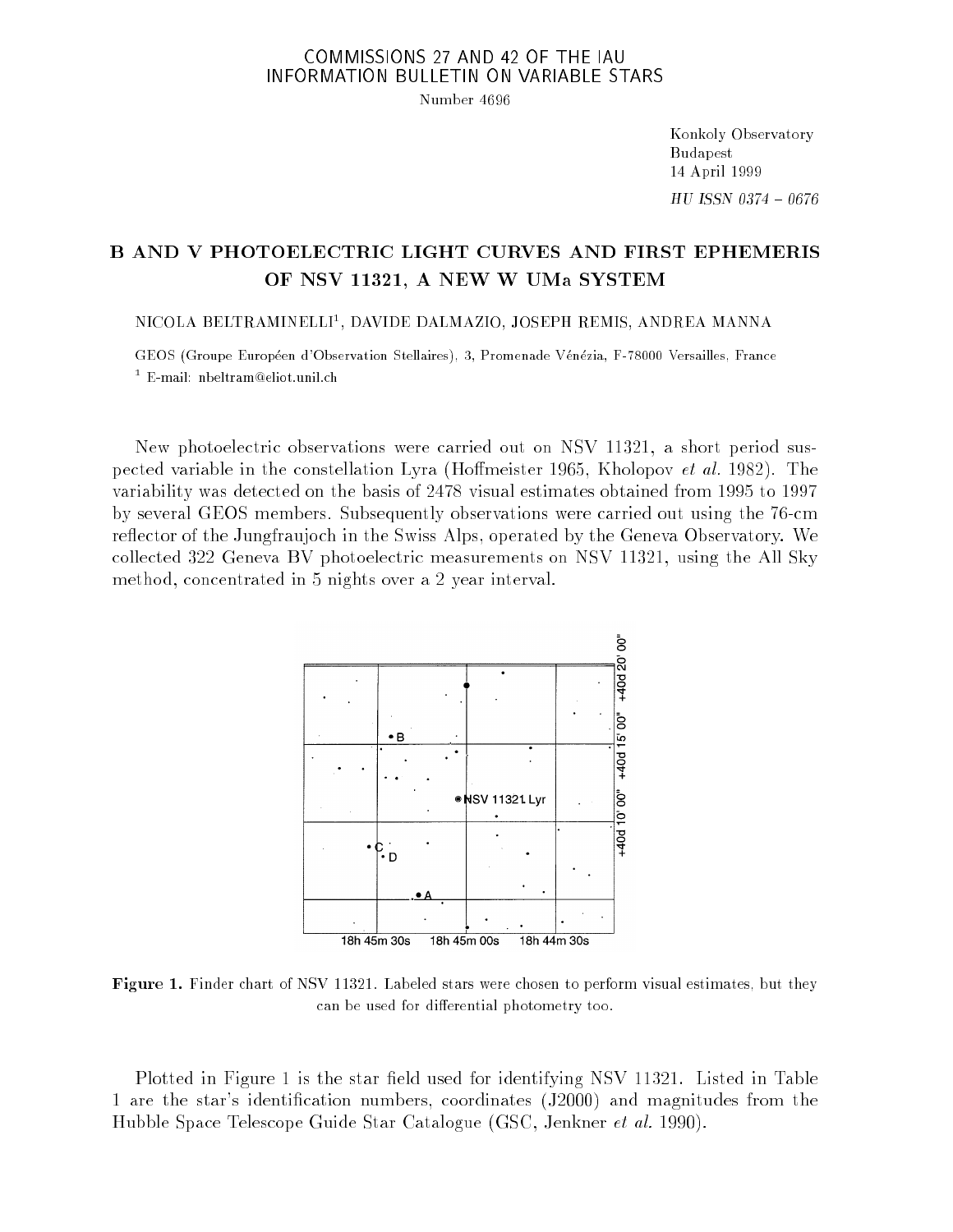COMMISSIONS 27 AND 42 OF THE IAU
INFORMATION BULLETIN ON VARIABLE STARS

Number 4696

Konkoly Observatory
Budapest
14 April 1999

*HU ISSN 0374 – 0676*

# B AND V PHOTOELECTRIC LIGHT CURVES AND FIRST EPHEMERIS OF NSV 11321, A NEW W UMa SYSTEM

NICOLA BELTRAMINELLI[1], DAVIDE DALMAZIO, JOSEPH REMIS, ANDREA MANNA

GEOS (Groupe Européen d'Observation Stellaires), 3, Promenade Vénézia, F-78000 Versailles, France

[1] E-mail: nbeltram@eliot.unil.ch

New photoelectric observations were carried out on NSV 11321, a short period suspected variable in the constellation Lyra (Hoffmeister 1965, Kholopov *et al.* 1982). The variability was detected on the basis of 2478 visual estimates obtained from 1995 to 1997 by several GEOS members. Subsequently observations were carried out using the 76-cm reflector of the Jungfraujoch in the Swiss Alps, operated by the Geneva Observatory. We collected 322 Geneva BV photoelectric measurements on NSV 11321, using the All Sky method, concentrated in 5 nights over a 2 year interval.

B
NSV 11321 Lyr
C
D
A
18h 45m 30s
18h 45m 00s
18h 44m 30s
+40d 20' 00"
+40d 15' 00"
+40d 10' 00"

**Figure 1.** Finder chart of NSV 11321. Labeled stars were chosen to perform visual estimates, but they can be used for differential photometry too.

Plotted in Figure 1 is the star field used for identifying NSV 11321. Listed in Table 1 are the star's identification numbers, coordinates (J2000) and magnitudes from the Hubble Space Telescope Guide Star Catalogue (GSC, Jenkner *et al.* 1990).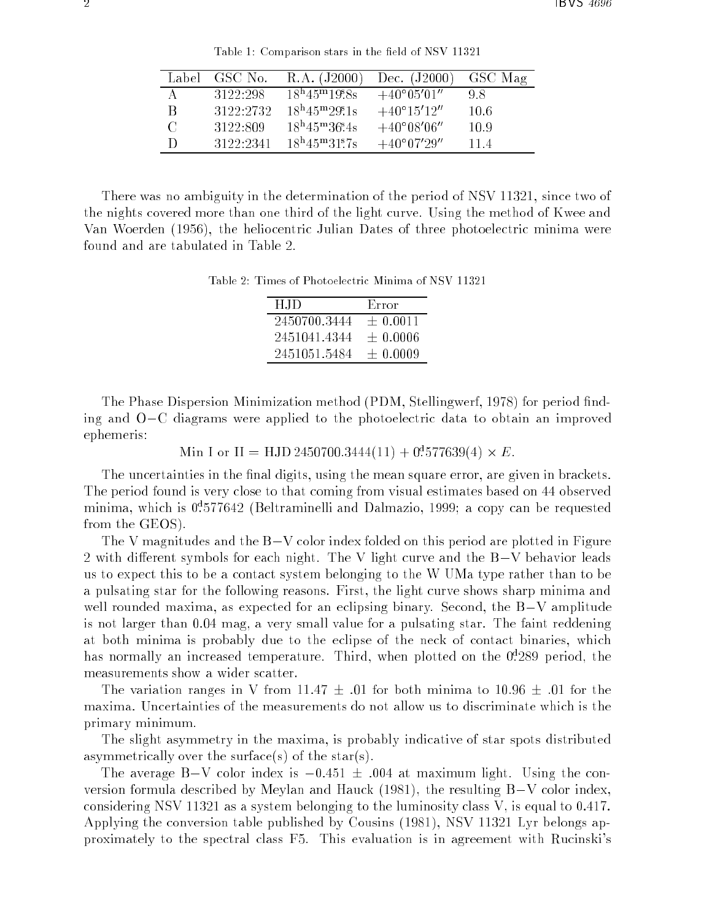Table 1: Comparison stars in the field of NSV 11321

| Label | GSC No. | R.A. (J2000) | Dec. (J2000) | GSC Mag |
|---|---|---|---|---|
| A | 3122:298 | $18^h45^m19\overset{s}{.}8$ | $+40°05'01''$ | 9.8 |
| B | 3122:2732 | $18^h45^m29\overset{s}{.}1$ | $+40°15'12''$ | 10.6 |
| C | 3122:809 | $18^h45^m36\overset{s}{.}4$ | $+40°08'06''$ | 10.9 |
| D | 3122:2341 | $18^h45^m31\overset{s}{.}7$ | $+40°07'29''$ | 11.4 |

There was no ambiguity in the determination of the period of NSV 11321, since two of the nights covered more than one third of the light curve. Using the method of Kwee and Van Woerden (1956), the heliocentric Julian Dates of three photoelectric minima were found and are tabulated in Table 2.

Table 2: Times of Photoelectric Minima of NSV 11321

| HJD | Error |
|---|---|
| 2450700.3444 | $\pm$ 0.0011 |
| 2451041.4344 | $\pm$ 0.0006 |
| 2451051.5484 | $\pm$ 0.0009 |

The Phase Dispersion Minimization method (PDM, Stellingwerf, 1978) for period finding and O$-$C diagrams were applied to the photoelectric data to obtain an improved ephemeris:

$$\text{Min I or II} = \text{HJD } 2450700.3444(11) + 0\overset{d}{.}577639(4) \times E.$$

The uncertainties in the final digits, using the mean square error, are given in brackets. The period found is very close to that coming from visual estimates based on 44 observed minima, which is $0\overset{d}{.}577642$ (Beltraminelli and Dalmazio, 1999; a copy can be requested from the GEOS).

The V magnitudes and the B$-$V color index folded on this period are plotted in Figure 2 with different symbols for each night. The V light curve and the B$-$V behavior leads us to expect this to be a contact system belonging to the W UMa type rather than to be a pulsating star for the following reasons. First, the light curve shows sharp minima and well rounded maxima, as expected for an eclipsing binary. Second, the B$-$V amplitude is not larger than 0.04 mag, a very small value for a pulsating star. The faint reddening at both minima is probably due to the eclipse of the neck of contact binaries, which has normally an increased temperature. Third, when plotted on the $0\overset{d}{.}289$ period, the measurements show a wider scatter.

The variation ranges in V from 11.47 $\pm$ .01 for both minima to 10.96 $\pm$ .01 for the maxima. Uncertainties of the measurements do not allow us to discriminate which is the primary minimum.

The slight asymmetry in the maxima, is probably indicative of star spots distributed asymmetrically over the surface(s) of the star(s).

The average B$-$V color index is $-0.451 \pm .004$ at maximum light. Using the conversion formula described by Meylan and Hauck (1981), the resulting B$-$V color index, considering NSV 11321 as a system belonging to the luminosity class V, is equal to 0.417. Applying the conversion table published by Cousins (1981), NSV 11321 Lyr belongs approximately to the spectral class F5. This evaluation is in agreement with Rucinski's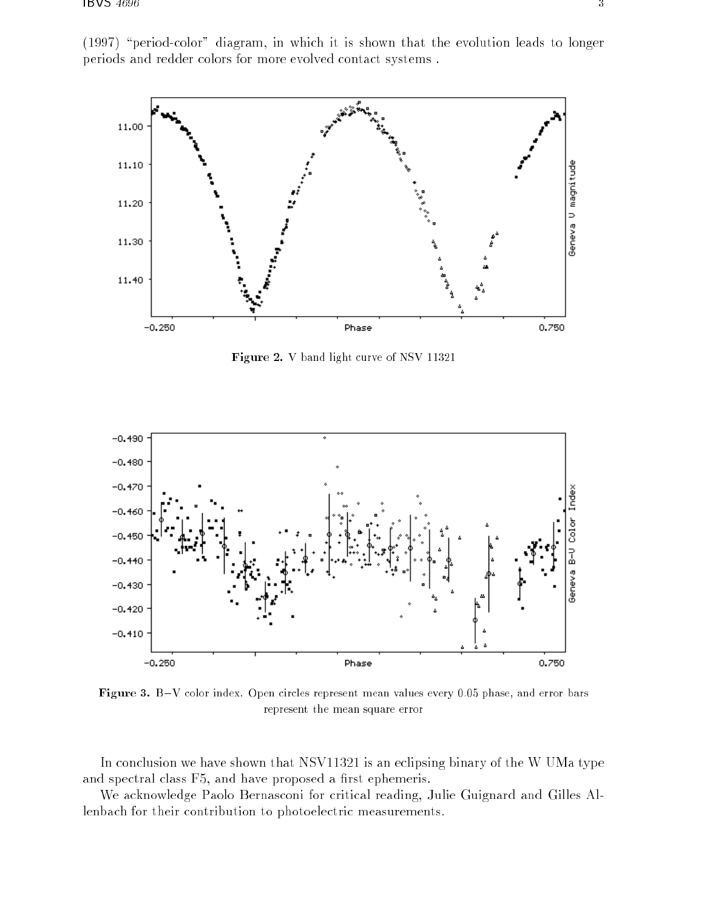(1997) "period-color" diagram, in which it is shown that the evolution leads to longer periods and redder colors for more evolved contact systems .

**Figure 2.** V band light curve of NSV 11321

**Figure 3.** B−V color index. Open circles represent mean values every 0.05 phase, and error bars represent the mean square error

In conclusion we have shown that NSV11321 is an eclipsing binary of the W UMa type and spectral class F5, and have proposed a first ephemeris.

We acknowledge Paolo Bernasconi for critical reading, Julie Guignard and Gilles Allenbach for their contribution to photoelectric measurements.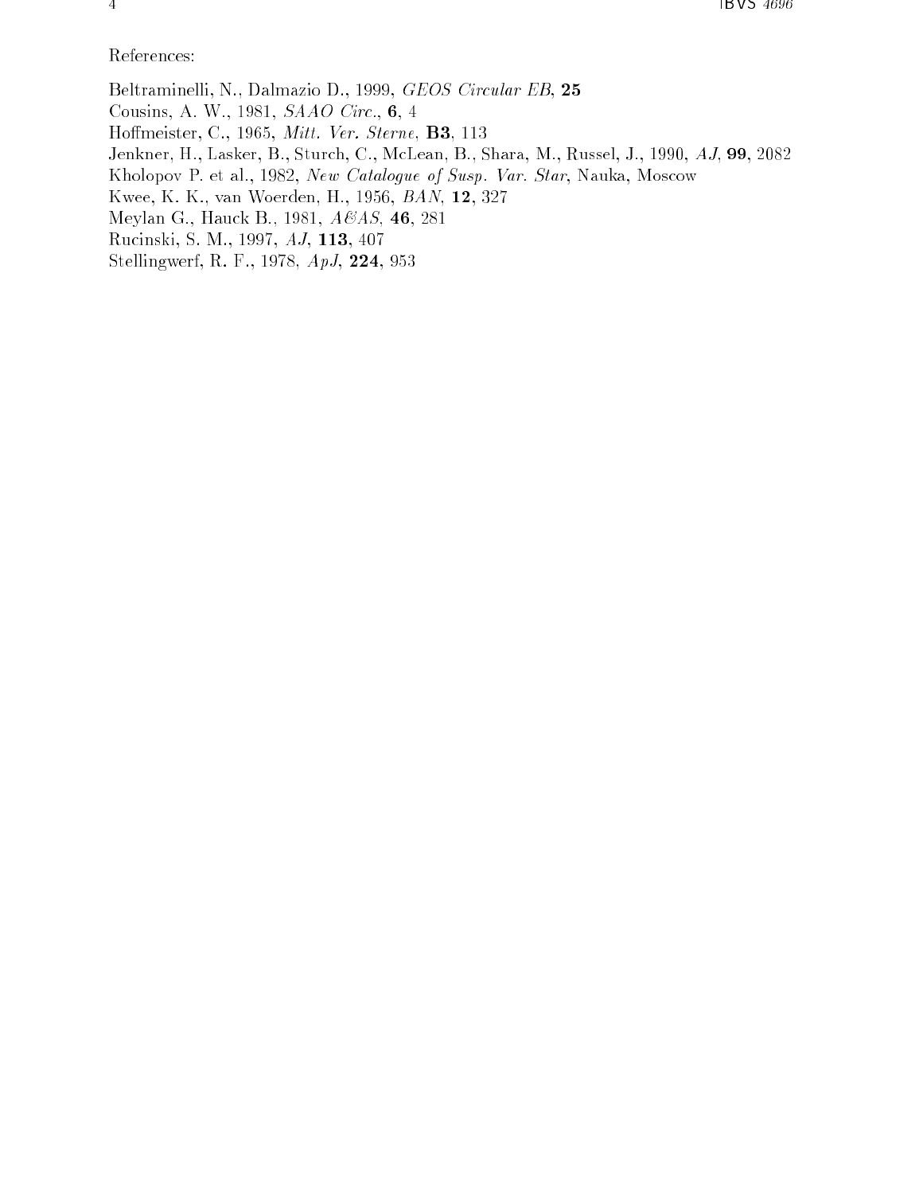References:

Beltraminelli, N., Dalmazio D., 1999, *GEOS Circular EB*, **25**

Cousins, A. W., 1981, *SAAO Circ.*, **6**, 4

Hoffmeister, C., 1965, *Mitt. Ver. Sterne*, **B3**, 113

Jenkner, H., Lasker, B., Sturch, C., McLean, B., Shara, M., Russel, J., 1990, *AJ*, **99**, 2082

Kholopov P. et al., 1982, *New Catalogue of Susp. Var. Star*, Nauka, Moscow

Kwee, K. K., van Woerden, H., 1956, *BAN*, **12**, 327

Meylan G., Hauck B., 1981, *A&AS*, **46**, 281

Rucinski, S. M., 1997, *AJ*, **113**, 407

Stellingwerf, R. F., 1978, *ApJ*, **224**, 953